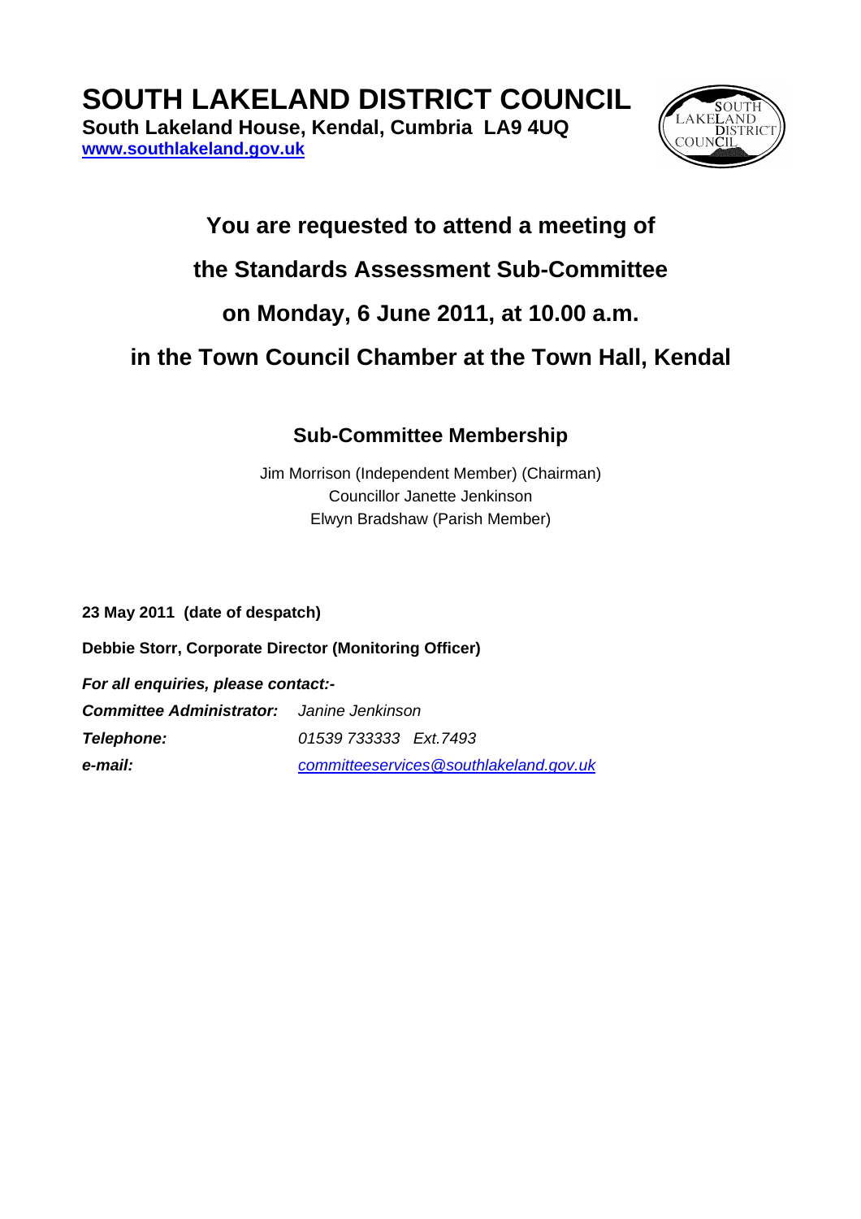# SOUTH LAKELAND DISTRICT COUNCIL

**South Lakeland House, Kendal, Cumbria LA9 4UQ**
**www.southlakeland.gov.uk**

## You are requested to attend a meeting of
## the Standards Assessment Sub-Committee
## on Monday, 6 June 2011, at 10.00 a.m.
## in the Town Council Chamber at the Town Hall, Kendal

### Sub-Committee Membership

Jim Morrison (Independent Member) (Chairman)
Councillor Janette Jenkinson
Elwyn Bradshaw (Parish Member)

**23 May 2011 (date of despatch)**

**Debbie Storr, Corporate Director (Monitoring Officer)**

***For all enquiries, please contact:-***

| | |
|---|---|
| ***Committee Administrator:*** | *Janine Jenkinson* |
| ***Telephone:*** | *01539 733333 Ext.7493* |
| ***e-mail:*** | *committeeservices@southlakeland.gov.uk* |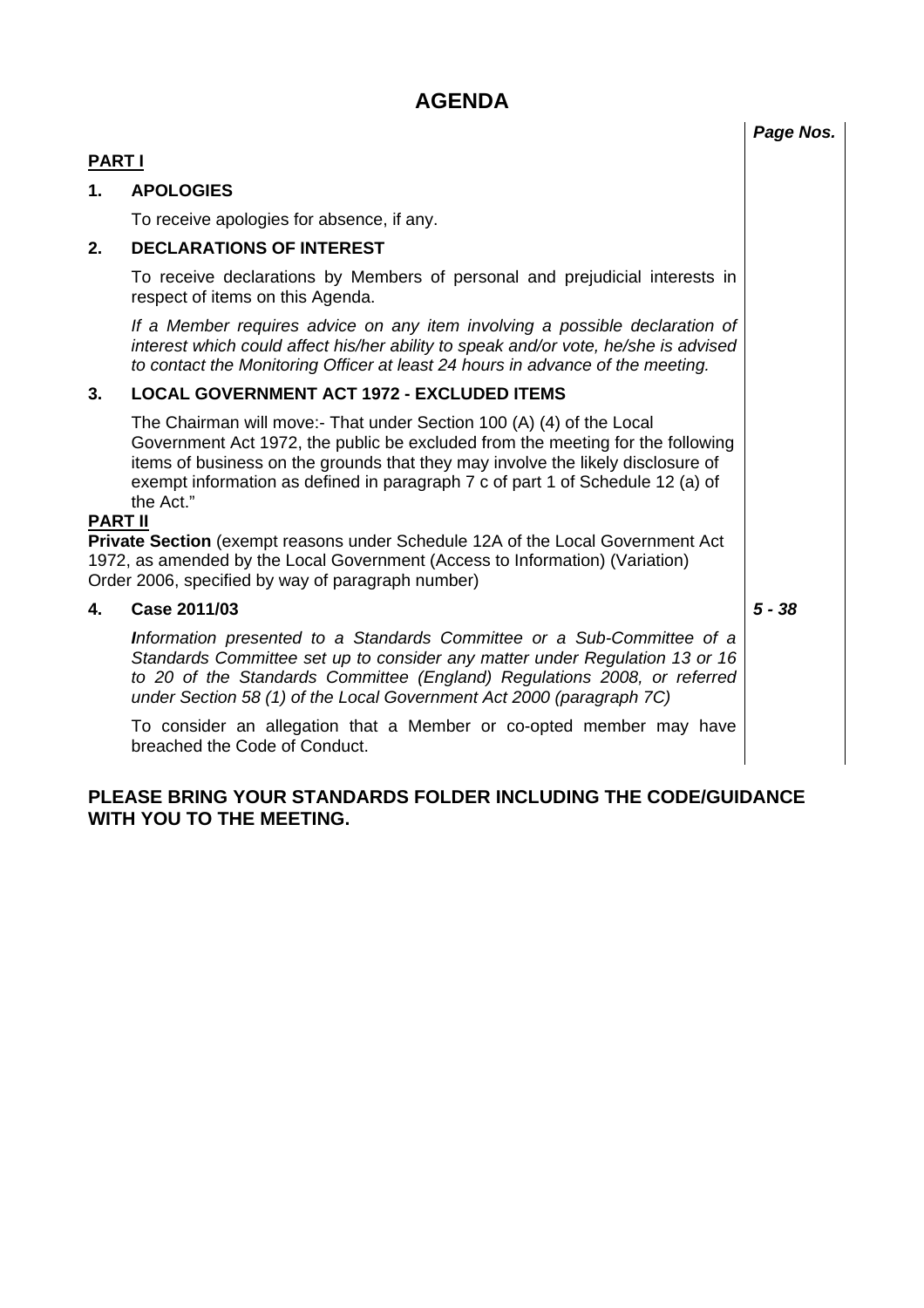# AGENDA

*Page Nos.*

**PART I**

## 1. APOLOGIES

To receive apologies for absence, if any.

## 2. DECLARATIONS OF INTEREST

To receive declarations by Members of personal and prejudicial interests in respect of items on this Agenda.

*If a Member requires advice on any item involving a possible declaration of interest which could affect his/her ability to speak and/or vote, he/she is advised to contact the Monitoring Officer at least 24 hours in advance of the meeting.*

## 3. LOCAL GOVERNMENT ACT 1972 - EXCLUDED ITEMS

The Chairman will move:- That under Section 100 (A) (4) of the Local Government Act 1972, the public be excluded from the meeting for the following items of business on the grounds that they may involve the likely disclosure of exempt information as defined in paragraph 7 c of part 1 of Schedule 12 (a) of the Act."

**PART II**

**Private Section** (exempt reasons under Schedule 12A of the Local Government Act 1972, as amended by the Local Government (Access to Information) (Variation) Order 2006, specified by way of paragraph number)

## 4. Case 2011/03 — *5 - 38*

*Information presented to a Standards Committee or a Sub-Committee of a Standards Committee set up to consider any matter under Regulation 13 or 16 to 20 of the Standards Committee (England) Regulations 2008, or referred under Section 58 (1) of the Local Government Act 2000 (paragraph 7C)*

To consider an allegation that a Member or co-opted member may have breached the Code of Conduct.

**PLEASE BRING YOUR STANDARDS FOLDER INCLUDING THE CODE/GUIDANCE WITH YOU TO THE MEETING.**